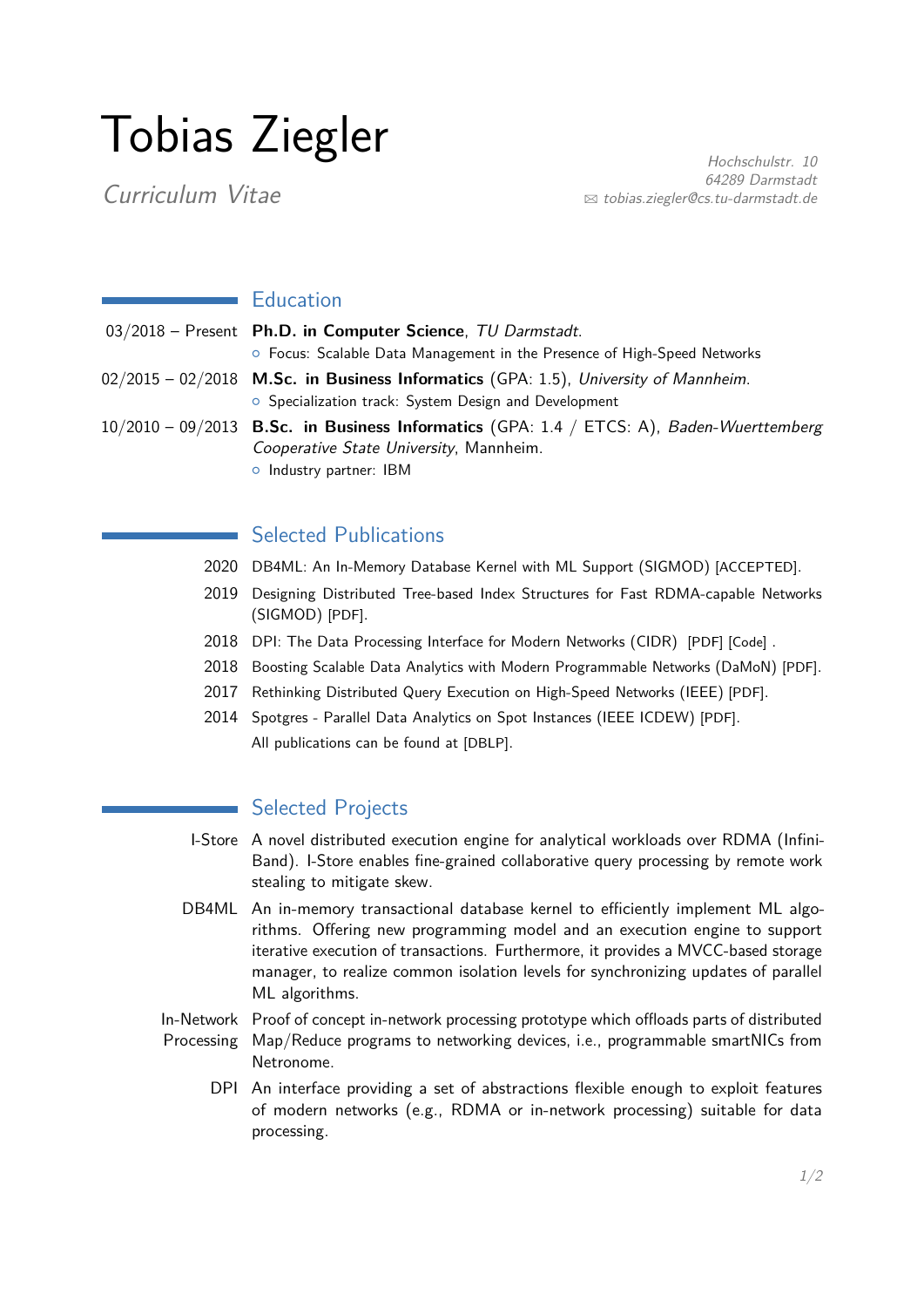# Tobias Ziegler

*Curriculum Vitae*

*Hochschulstr. 10*
*64289 Darmstadt*
*✉ tobias.ziegler@cs.tu-darmstadt.de*

## Education

03/2018 – Present **Ph.D. in Computer Science**, *TU Darmstadt*.
- Focus: Scalable Data Management in the Presence of High-Speed Networks

02/2015 – 02/2018 **M.Sc. in Business Informatics** (GPA: 1.5), *University of Mannheim*.
- Specialization track: System Design and Development

10/2010 – 09/2013 **B.Sc. in Business Informatics** (GPA: 1.4 / ETCS: A), *Baden-Wuerttemberg Cooperative State University*, Mannheim.
- Industry partner: IBM

## Selected Publications

2020 DB4ML: An In-Memory Database Kernel with ML Support (SIGMOD) [ACCEPTED].

2019 Designing Distributed Tree-based Index Structures for Fast RDMA-capable Networks (SIGMOD) [PDF].

2018 DPI: The Data Processing Interface for Modern Networks (CIDR) [PDF] [Code] .

2018 Boosting Scalable Data Analytics with Modern Programmable Networks (DaMoN) [PDF].

2017 Rethinking Distributed Query Execution on High-Speed Networks (IEEE) [PDF].

2014 Spotgres - Parallel Data Analytics on Spot Instances (IEEE ICDEW) [PDF].

All publications can be found at [DBLP].

## Selected Projects

I-Store A novel distributed execution engine for analytical workloads over RDMA (InfiniBand). I-Store enables fine-grained collaborative query processing by remote work stealing to mitigate skew.

DB4ML An in-memory transactional database kernel to efficiently implement ML algorithms. Offering new programming model and an execution engine to support iterative execution of transactions. Furthermore, it provides a MVCC-based storage manager, to realize common isolation levels for synchronizing updates of parallel ML algorithms.

In-Network Processing Proof of concept in-network processing prototype which offloads parts of distributed Map/Reduce programs to networking devices, i.e., programmable smartNICs from Netronome.

DPI An interface providing a set of abstractions flexible enough to exploit features of modern networks (e.g., RDMA or in-network processing) suitable for data processing.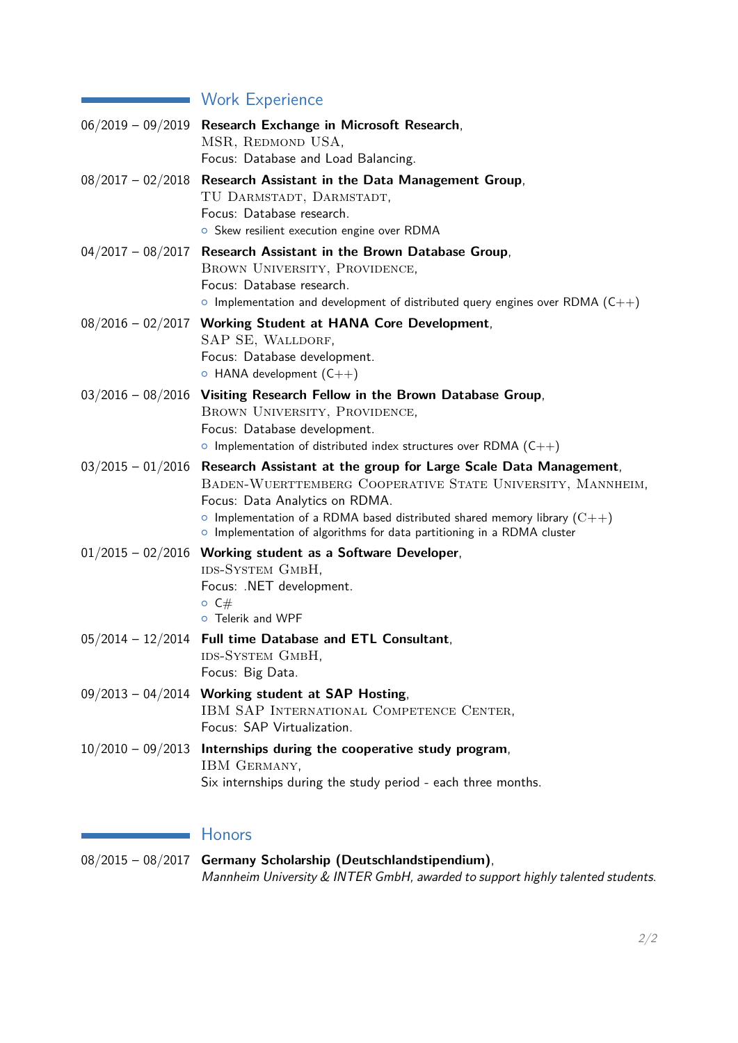## Work Experience

06/2019 – 09/2019 **Research Exchange in Microsoft Research**,
MSR, Redmond USA,
Focus: Database and Load Balancing.

08/2017 – 02/2018 **Research Assistant in the Data Management Group**,
TU Darmstadt, Darmstadt,
Focus: Database research.
- Skew resilient execution engine over RDMA

04/2017 – 08/2017 **Research Assistant in the Brown Database Group**,
Brown University, Providence,
Focus: Database research.
- Implementation and development of distributed query engines over RDMA (C++)

08/2016 – 02/2017 **Working Student at HANA Core Development**,
SAP SE, Walldorf,
Focus: Database development.
- HANA development (C++)

03/2016 – 08/2016 **Visiting Research Fellow in the Brown Database Group**,
Brown University, Providence,
Focus: Database development.
- Implementation of distributed index structures over RDMA (C++)

03/2015 – 01/2016 **Research Assistant at the group for Large Scale Data Management**,
Baden-Wuerttemberg Cooperative State University, Mannheim,
Focus: Data Analytics on RDMA.
- Implementation of a RDMA based distributed shared memory library (C++)
- Implementation of algorithms for data partitioning in a RDMA cluster

01/2015 – 02/2016 **Working student as a Software Developer**,
IDS-System GmbH,
Focus: .NET development.
- C#
- Telerik and WPF

05/2014 – 12/2014 **Full time Database and ETL Consultant**,
IDS-System GmbH,
Focus: Big Data.

09/2013 – 04/2014 **Working student at SAP Hosting**,
IBM SAP International Competence Center,
Focus: SAP Virtualization.

10/2010 – 09/2013 **Internships during the cooperative study program**,
IBM Germany,
Six internships during the study period - each three months.

## Honors

08/2015 – 08/2017 **Germany Scholarship (Deutschlandstipendium)**,
*Mannheim University & INTER GmbH, awarded to support highly talented students.*